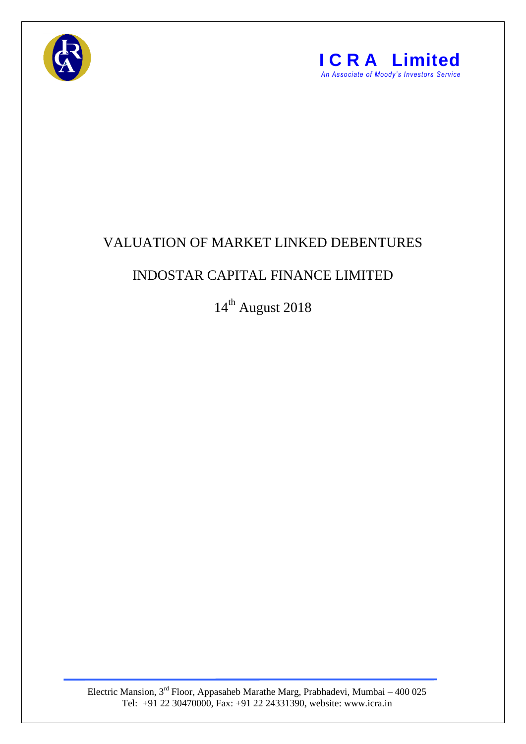**ICRA Limited**

*An Associate of Moody's Investors Service*

# VALUATION OF MARKET LINKED DEBENTURES

## INDOSTAR CAPITAL FINANCE LIMITED

14th August 2018

Electric Mansion, 3rd Floor, Appasaheb Marathe Marg, Prabhadevi, Mumbai – 400 025
Tel: +91 22 30470000, Fax: +91 22 24331390, website: www.icra.in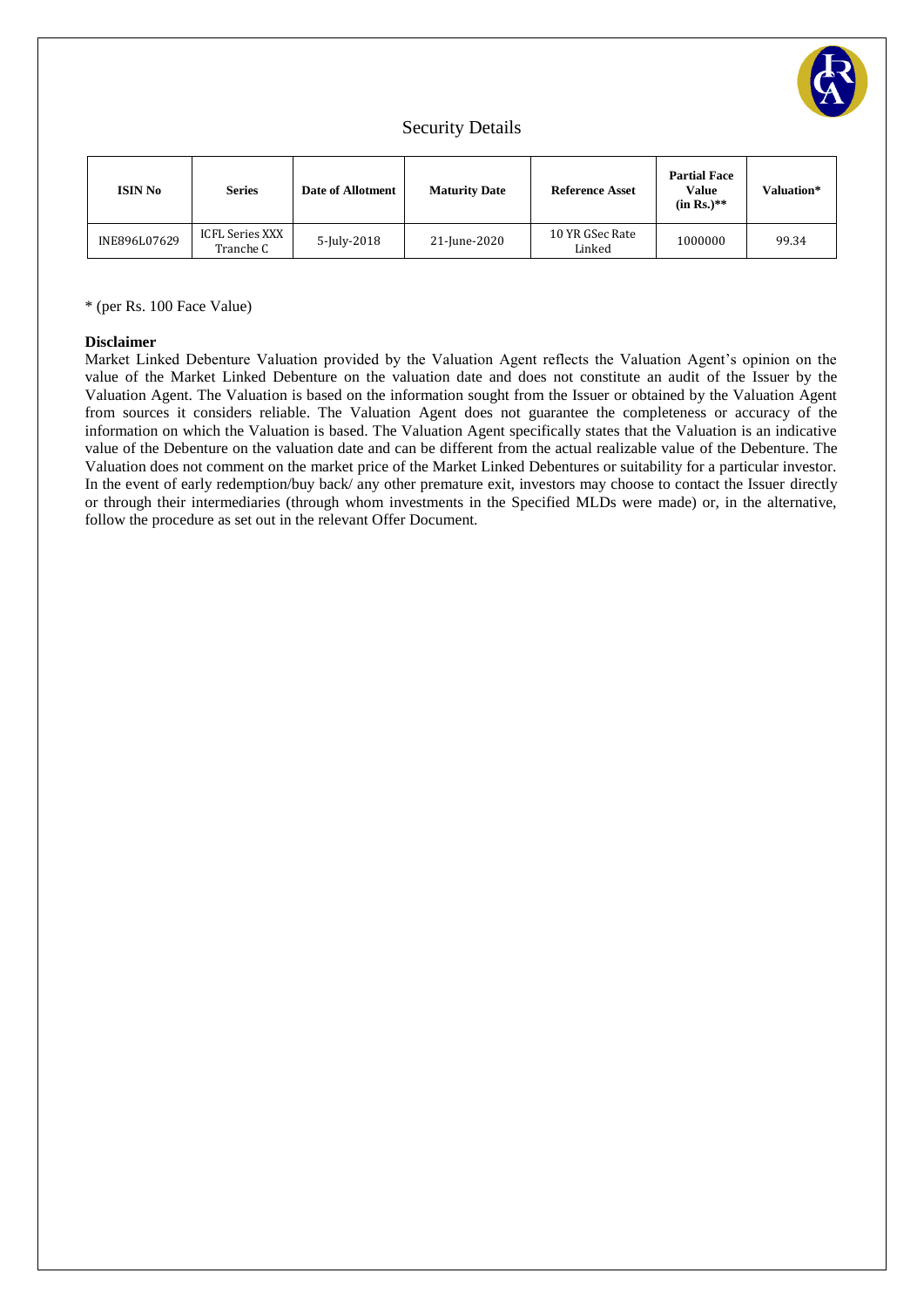## Security Details

| ISIN No | Series | Date of Allotment | Maturity Date | Reference Asset | Partial Face Value (in Rs.)** | Valuation* |
|---|---|---|---|---|---|---|
| INE896L07629 | ICFL Series XXX Tranche C | 5-July-2018 | 21-June-2020 | 10 YR GSec Rate Linked | 1000000 | 99.34 |

* (per Rs. 100 Face Value)

**Disclaimer**

Market Linked Debenture Valuation provided by the Valuation Agent reflects the Valuation Agent's opinion on the value of the Market Linked Debenture on the valuation date and does not constitute an audit of the Issuer by the Valuation Agent. The Valuation is based on the information sought from the Issuer or obtained by the Valuation Agent from sources it considers reliable. The Valuation Agent does not guarantee the completeness or accuracy of the information on which the Valuation is based. The Valuation Agent specifically states that the Valuation is an indicative value of the Debenture on the valuation date and can be different from the actual realizable value of the Debenture. The Valuation does not comment on the market price of the Market Linked Debentures or suitability for a particular investor. In the event of early redemption/buy back/ any other premature exit, investors may choose to contact the Issuer directly or through their intermediaries (through whom investments in the Specified MLDs were made) or, in the alternative, follow the procedure as set out in the relevant Offer Document.